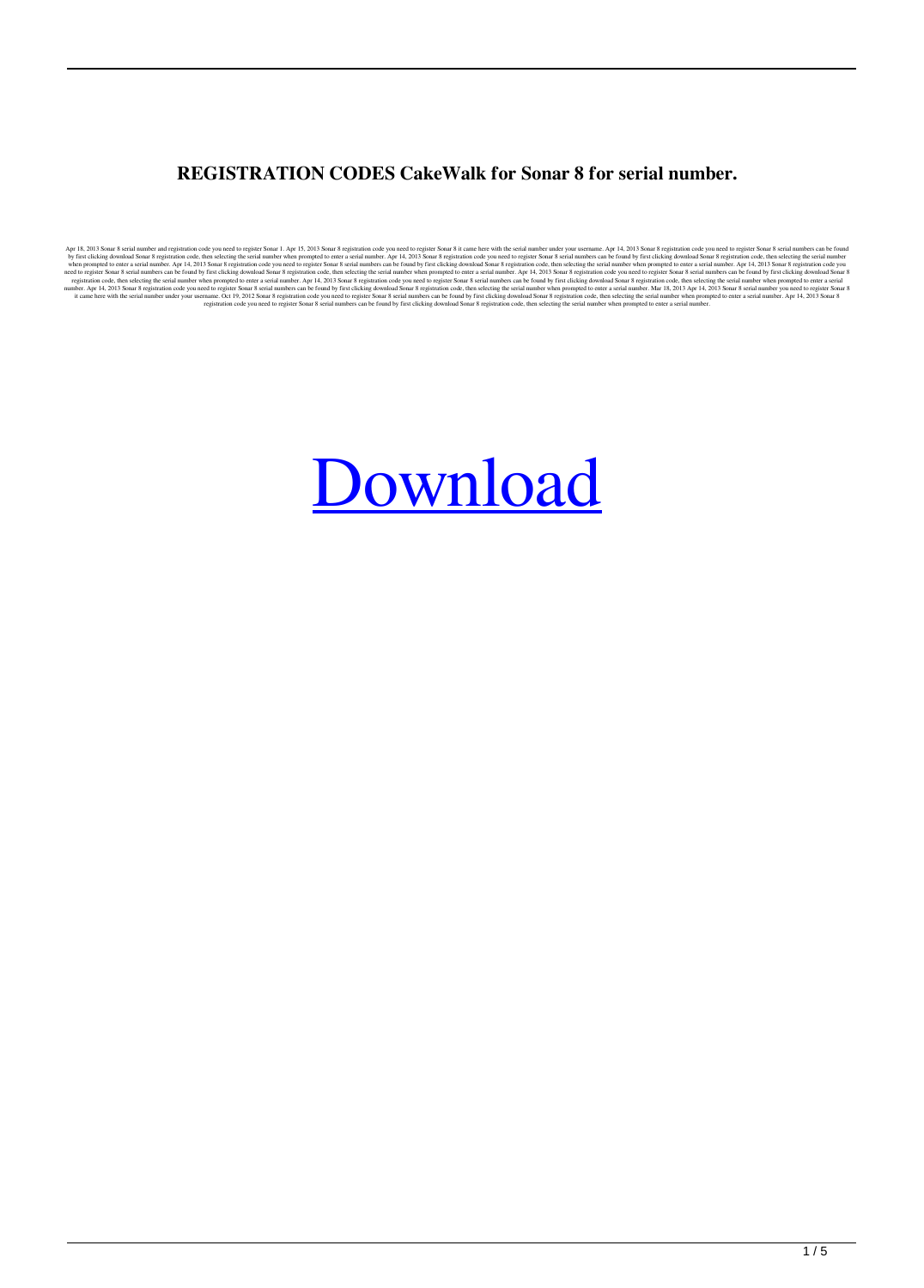# REGISTRATION CODES CakeWalk for Sonar 8 for serial number.

Apr 18, 2013 Sonar 8 serial number and registration code you need to register Sonar 1. Apr 15, 2013 Sonar 8 registration code you need to register Sonar 8 it came here with the serial number under your username. Apr 14, 2013 Sonar 8 registration code you need to register Sonar 8 serial numbers can be found by first clicking download Sonar 8 registration code, then selecting the serial number when prompted to enter a serial number. Apr 14, 2013 Sonar 8 registration code you need to register Sonar 8 serial numbers can be found by first clicking download Sonar 8 registration code, then selecting the serial number when prompted to enter a serial number. Apr 14, 2013 Sonar 8 registration code you need to register Sonar 8 serial numbers can be found by first clicking download Sonar 8 registration code, then selecting the serial number when prompted to enter a serial number. Apr 14, 2013 Sonar 8 registration code you need to register Sonar 8 serial numbers can be found by first clicking download Sonar 8 registration code, then selecting the serial number when prompted to enter a serial number. Apr 14, 2013 Sonar 8 registration code you need to register Sonar 8 serial numbers can be found by first clicking download Sonar 8 registration code, then selecting the serial number when prompted to enter a serial number. Apr 14, 2013 Sonar 8 registration code you need to register Sonar 8 serial numbers can be found by first clicking download Sonar 8 registration code, then selecting the serial number when prompted to enter a serial number. Apr 14, 2013 Sonar 8 registration code you need to register Sonar 8 serial numbers can be found by first clicking download Sonar 8 registration code, then selecting the serial number when prompted to enter a serial number. Mar 18, 2013 Apr 14, 2013 Sonar 8 serial number you need to register Sonar 8 it came here with the serial number under your username. Oct 19, 2012 Sonar 8 registration code you need to register Sonar 8 serial numbers can be found by first clicking download Sonar 8 registration code, then selecting the serial number when prompted to enter a serial number. Apr 14, 2013 Sonar 8 registration code you need to register Sonar 8 serial numbers can be found by first clicking download Sonar 8 registration code, then selecting the serial number when prompted to enter a serial number.

[Download]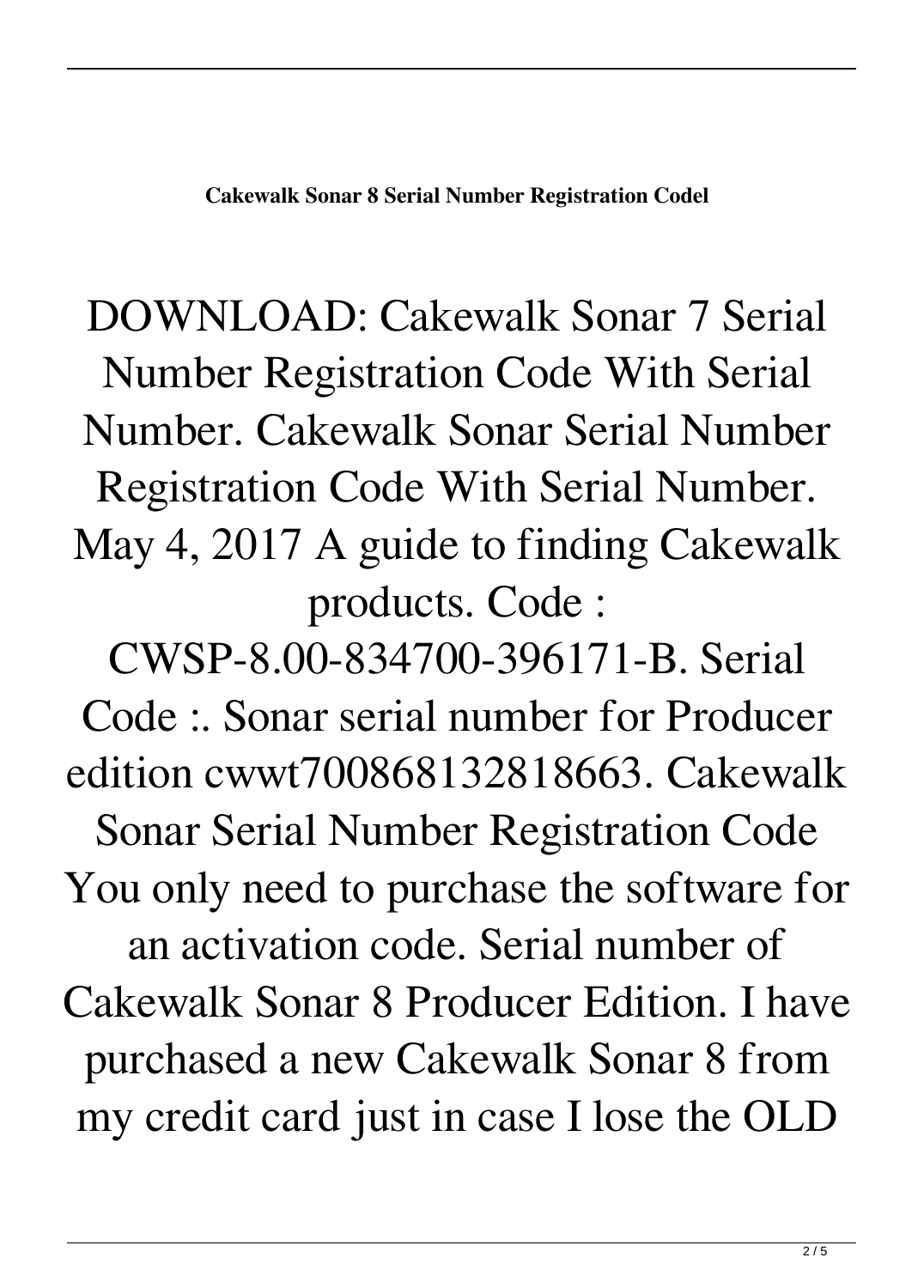DOWNLOAD: Cakewalk Sonar 7 Serial Number Registration Code With Serial Number. Cakewalk Sonar Serial Number Registration Code With Serial Number. May 4, 2017 A guide to finding Cakewalk products. Code : CWSP-8.00-834700-396171-B. Serial Code :. Sonar serial number for Producer edition cwwt700868132818663. Cakewalk Sonar Serial Number Registration Code You only need to purchase the software for an activation code. Serial number of Cakewalk Sonar 8 Producer Edition. I have purchased a new Cakewalk Sonar 8 from my credit card just in case I lose the OLD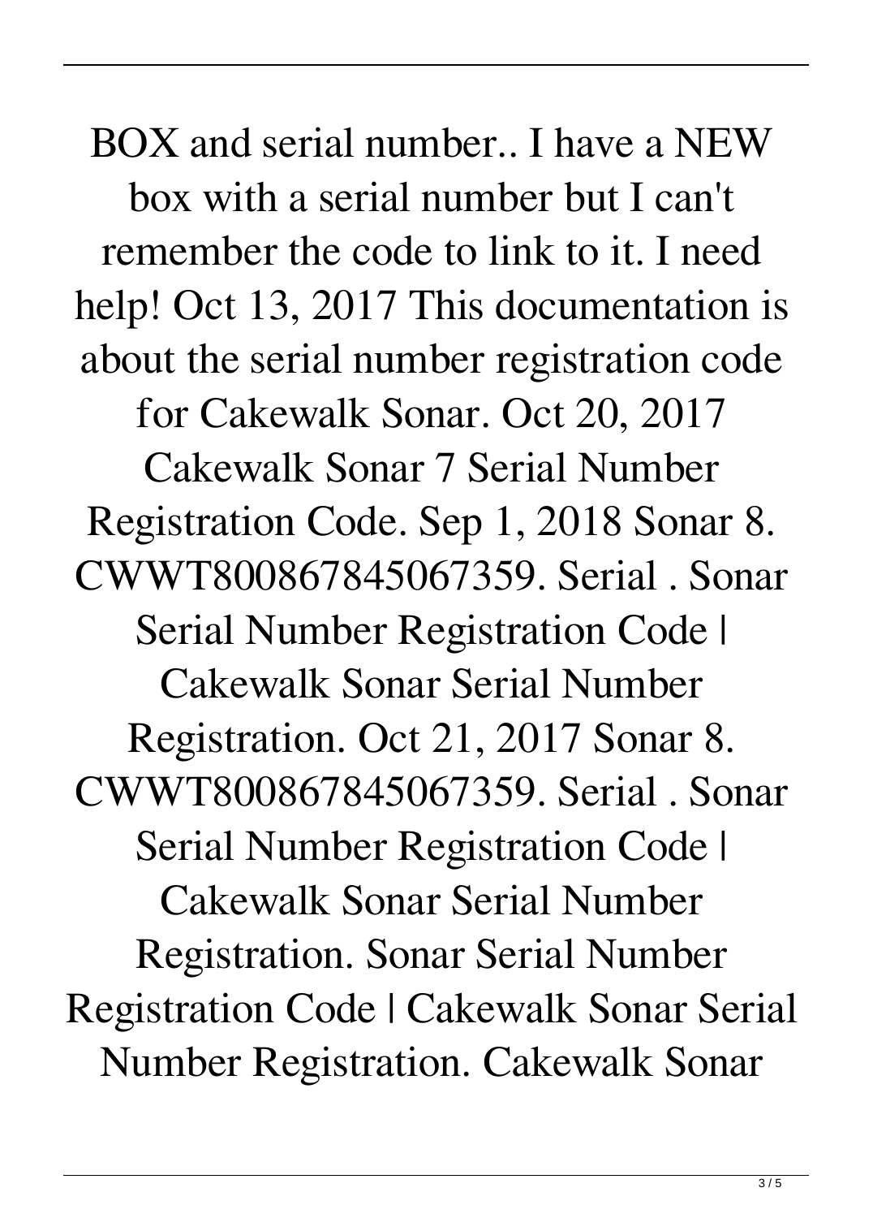BOX and serial number.. I have a NEW box with a serial number but I can't remember the code to link to it. I need help! Oct 13, 2017 This documentation is about the serial number registration code for Cakewalk Sonar. Oct 20, 2017 Cakewalk Sonar 7 Serial Number Registration Code. Sep 1, 2018 Sonar 8. CWWT800867845067359. Serial . Sonar Serial Number Registration Code | Cakewalk Sonar Serial Number Registration. Oct 21, 2017 Sonar 8. CWWT800867845067359. Serial . Sonar Serial Number Registration Code | Cakewalk Sonar Serial Number Registration. Sonar Serial Number Registration Code | Cakewalk Sonar Serial Number Registration. Cakewalk Sonar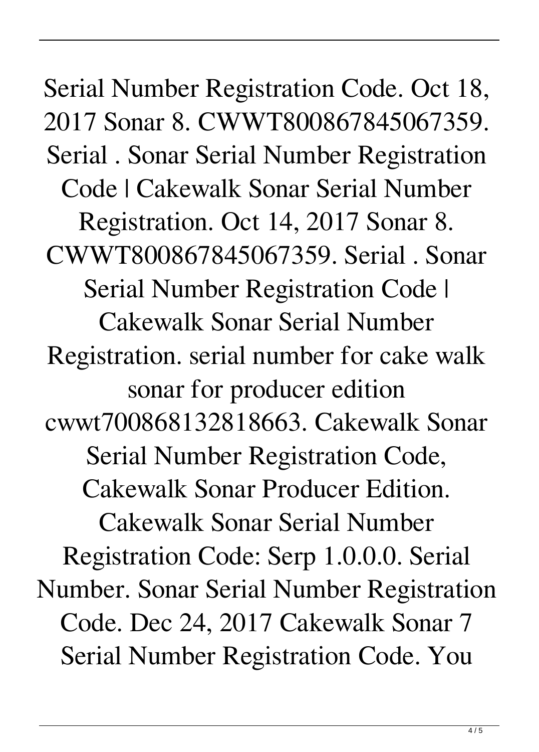Serial Number Registration Code. Oct 18, 2017 Sonar 8. CWWT800867845067359. Serial . Sonar Serial Number Registration Code | Cakewalk Sonar Serial Number Registration. Oct 14, 2017 Sonar 8. CWWT800867845067359. Serial . Sonar Serial Number Registration Code | Cakewalk Sonar Serial Number Registration. serial number for cake walk sonar for producer edition cwwt700868132818663. Cakewalk Sonar Serial Number Registration Code, Cakewalk Sonar Producer Edition. Cakewalk Sonar Serial Number Registration Code: Serp 1.0.0.0. Serial Number. Sonar Serial Number Registration Code. Dec 24, 2017 Cakewalk Sonar 7 Serial Number Registration Code. You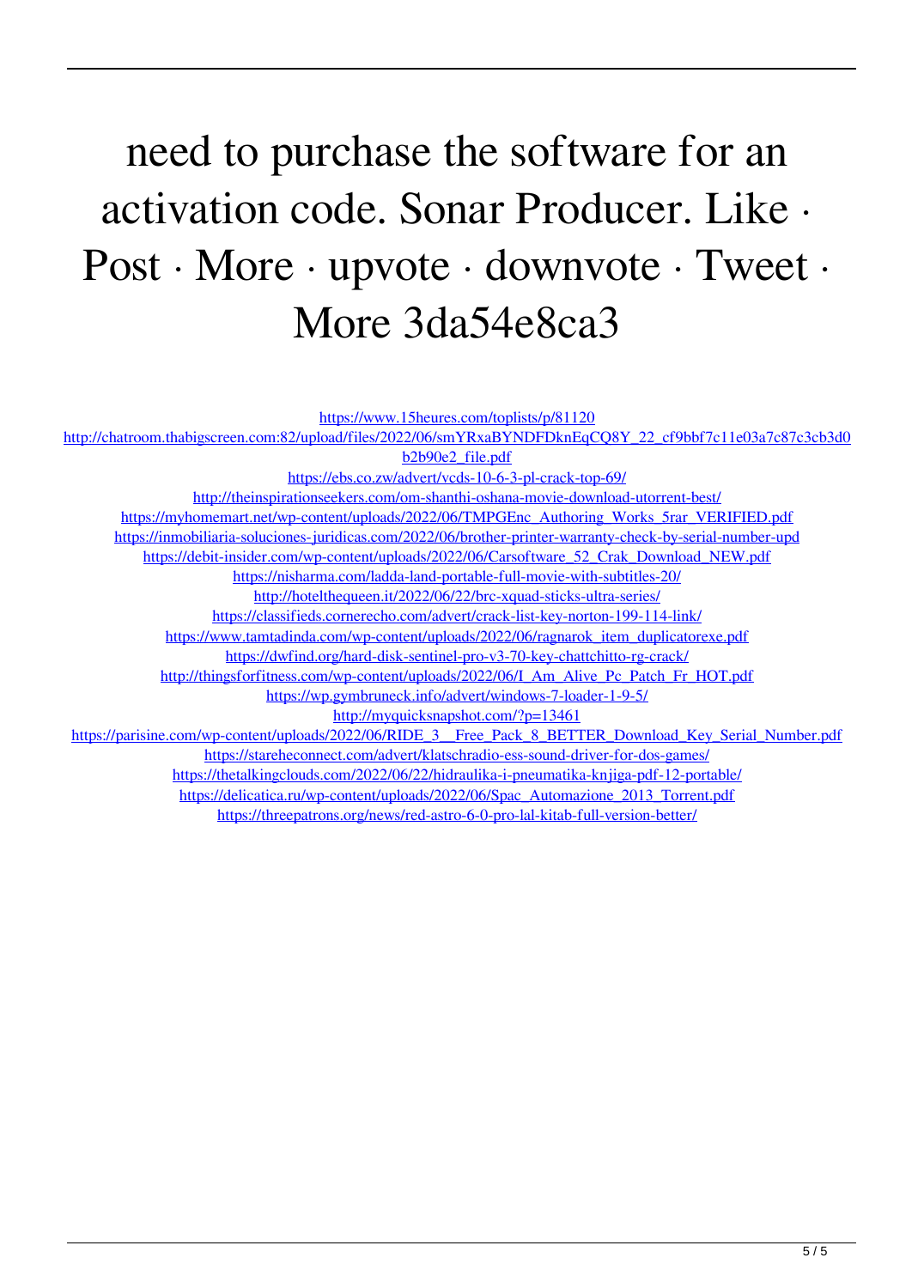need to purchase the software for an activation code. Sonar Producer. Like · Post · More · upvote · downvote · Tweet · More 3da54e8ca3

https://www.15heures.com/toplists/p/81120
http://chatroom.thabigscreen.com:82/upload/files/2022/06/smYRxaBYNDFDknEqCQ8Y_22_cf9bbf7c11e03a7c87c3cb3d0b2b90e2_file.pdf
https://ebs.co.zw/advert/vcds-10-6-3-pl-crack-top-69/
http://theinspirationseekers.com/om-shanthi-oshana-movie-download-utorrent-best/
https://myhomemart.net/wp-content/uploads/2022/06/TMPGEnc_Authoring_Works_5rar_VERIFIED.pdf
https://inmobiliaria-soluciones-juridicas.com/2022/06/brother-printer-warranty-check-by-serial-number-upd
https://debit-insider.com/wp-content/uploads/2022/06/Carsoftware_52_Crak_Download_NEW.pdf
https://nisharma.com/ladda-land-portable-full-movie-with-subtitles-20/
http://hotelthequeen.it/2022/06/22/brc-xquad-sticks-ultra-series/
https://classifieds.cornerecho.com/advert/crack-list-key-norton-199-114-link/
https://www.tamtadinda.com/wp-content/uploads/2022/06/ragnarok_item_duplicatorexe.pdf
https://dwfind.org/hard-disk-sentinel-pro-v3-70-key-chattchitto-rg-crack/
http://thingsforfitness.com/wp-content/uploads/2022/06/I_Am_Alive_Pc_Patch_Fr_HOT.pdf
https://wp.gymbruneck.info/advert/windows-7-loader-1-9-5/
http://myquicksnapshot.com/?p=13461
https://parisine.com/wp-content/uploads/2022/06/RIDE_3__Free_Pack_8_BETTER_Download_Key_Serial_Number.pdf
https://stareheconnect.com/advert/klatschradio-ess-sound-driver-for-dos-games/
https://thetalkingclouds.com/2022/06/22/hidraulika-i-pneumatika-knjiga-pdf-12-portable/
https://delicatica.ru/wp-content/uploads/2022/06/Spac_Automazione_2013_Torrent.pdf
https://threepatrons.org/news/red-astro-6-0-pro-lal-kitab-full-version-better/